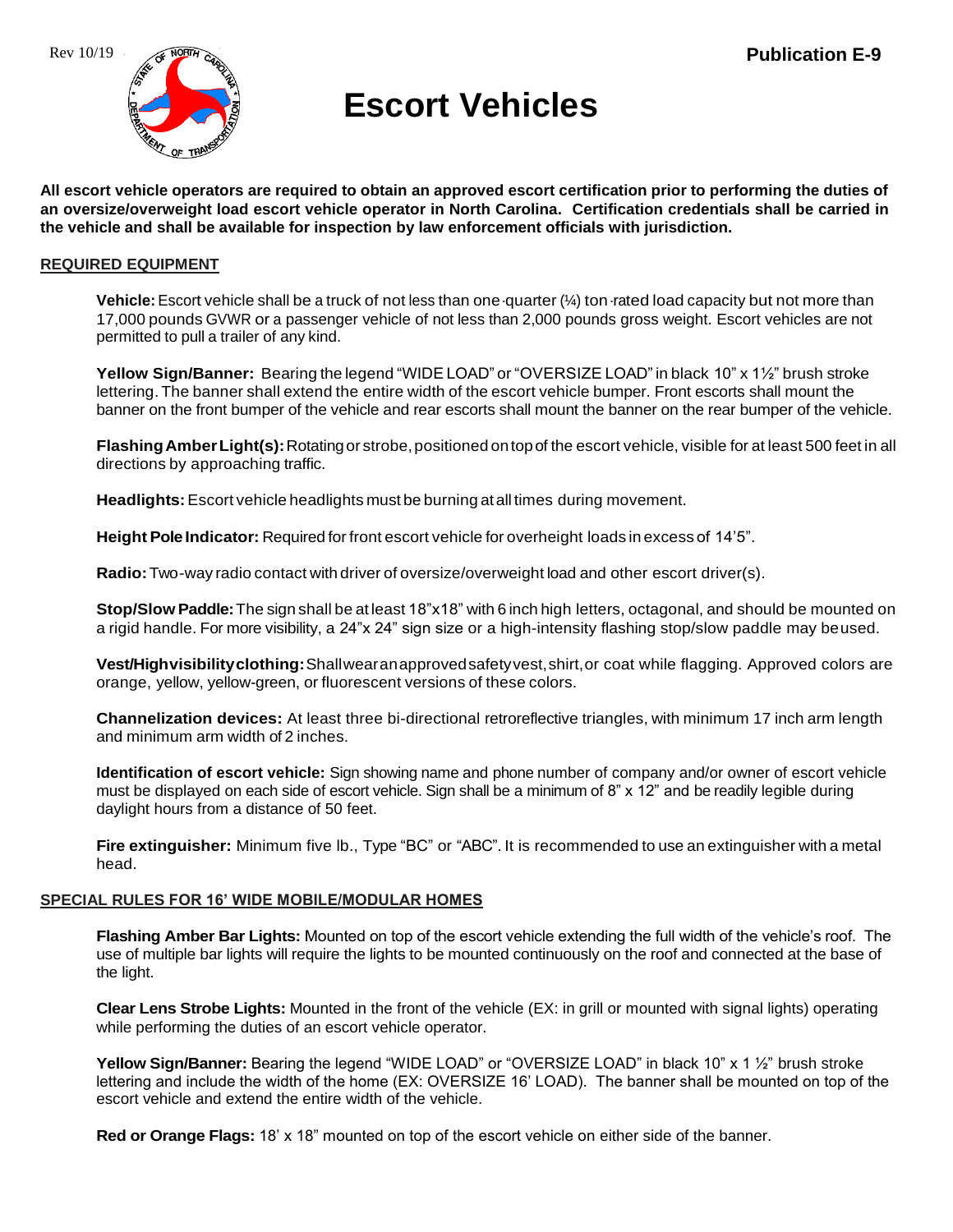Rev 10/19

**Publication E-9**

# Escort Vehicles

**All escort vehicle operators are required to obtain an approved escort certification prior to performing the duties of an oversize/overweight load escort vehicle operator in North Carolina. Certification credentials shall be carried in the vehicle and shall be available for inspection by law enforcement officials with jurisdiction.**

## REQUIRED EQUIPMENT

**Vehicle:** Escort vehicle shall be a truck of not less than one-quarter (¼) ton-rated load capacity but not more than 17,000 pounds GVWR or a passenger vehicle of not less than 2,000 pounds gross weight. Escort vehicles are not permitted to pull a trailer of any kind.

**Yellow Sign/Banner:** Bearing the legend "WIDE LOAD" or "OVERSIZE LOAD" in black 10" x 1½" brush stroke lettering. The banner shall extend the entire width of the escort vehicle bumper. Front escorts shall mount the banner on the front bumper of the vehicle and rear escorts shall mount the banner on the rear bumper of the vehicle.

**Flashing Amber Light(s):** Rotating or strobe, positioned on top of the escort vehicle, visible for at least 500 feet in all directions by approaching traffic.

**Headlights:** Escort vehicle headlights must be burning at all times during movement.

**Height Pole Indicator:** Required for front escort vehicle for overheight loads in excess of 14'5".

**Radio:** Two-way radio contact with driver of oversize/overweight load and other escort driver(s).

**Stop/Slow Paddle:** The sign shall be at least 18"x18" with 6 inch high letters, octagonal, and should be mounted on a rigid handle. For more visibility, a 24"x 24" sign size or a high-intensity flashing stop/slow paddle may be used.

**Vest/High visibility clothing:** Shall wear an approved safety vest, shirt, or coat while flagging. Approved colors are orange, yellow, yellow-green, or fluorescent versions of these colors.

**Channelization devices:** At least three bi-directional retroreflective triangles, with minimum 17 inch arm length and minimum arm width of 2 inches.

**Identification of escort vehicle:** Sign showing name and phone number of company and/or owner of escort vehicle must be displayed on each side of escort vehicle. Sign shall be a minimum of 8" x 12" and be readily legible during daylight hours from a distance of 50 feet.

**Fire extinguisher:** Minimum five lb., Type "BC" or "ABC". It is recommended to use an extinguisher with a metal head.

## SPECIAL RULES FOR 16' WIDE MOBILE/MODULAR HOMES

**Flashing Amber Bar Lights:** Mounted on top of the escort vehicle extending the full width of the vehicle's roof. The use of multiple bar lights will require the lights to be mounted continuously on the roof and connected at the base of the light.

**Clear Lens Strobe Lights:** Mounted in the front of the vehicle (EX: in grill or mounted with signal lights) operating while performing the duties of an escort vehicle operator.

**Yellow Sign/Banner:** Bearing the legend "WIDE LOAD" or "OVERSIZE LOAD" in black 10" x 1 ½" brush stroke lettering and include the width of the home (EX: OVERSIZE 16' LOAD). The banner shall be mounted on top of the escort vehicle and extend the entire width of the vehicle.

**Red or Orange Flags:** 18' x 18" mounted on top of the escort vehicle on either side of the banner.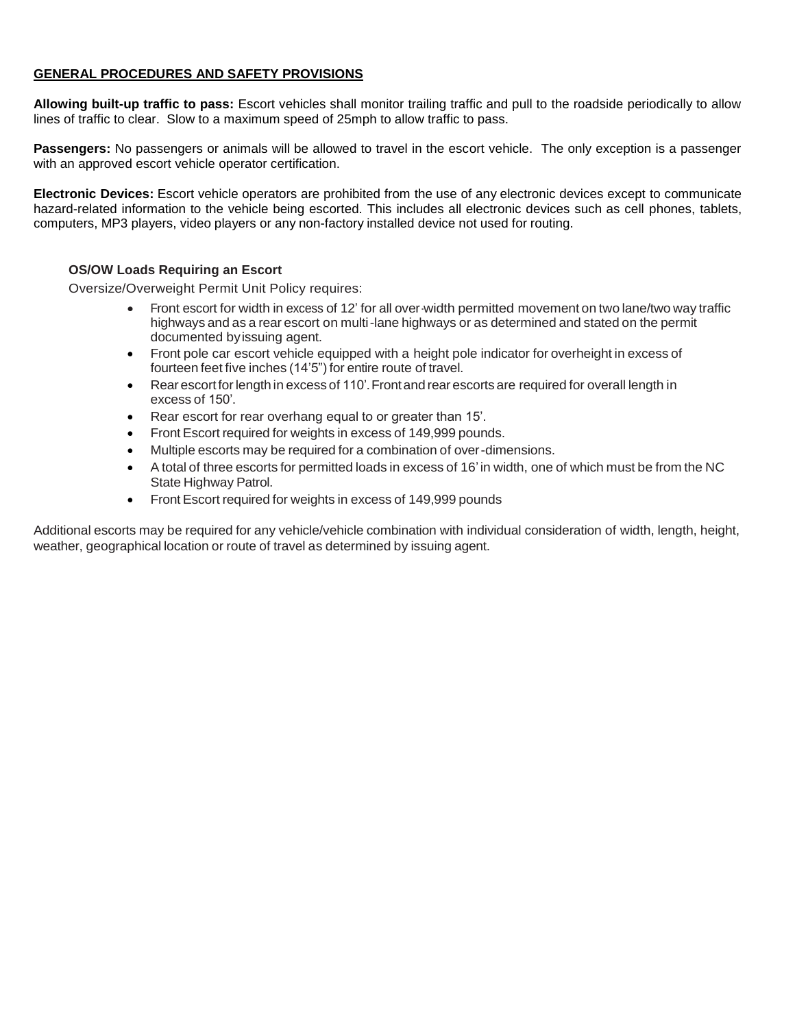## GENERAL PROCEDURES AND SAFETY PROVISIONS

**Allowing built-up traffic to pass:** Escort vehicles shall monitor trailing traffic and pull to the roadside periodically to allow lines of traffic to clear. Slow to a maximum speed of 25mph to allow traffic to pass.

**Passengers:** No passengers or animals will be allowed to travel in the escort vehicle. The only exception is a passenger with an approved escort vehicle operator certification.

**Electronic Devices:** Escort vehicle operators are prohibited from the use of any electronic devices except to communicate hazard-related information to the vehicle being escorted. This includes all electronic devices such as cell phones, tablets, computers, MP3 players, video players or any non-factory installed device not used for routing.

### OS/OW Loads Requiring an Escort

Oversize/Overweight Permit Unit Policy requires:

- Front escort for width in excess of 12' for all over-width permitted movement on two lane/two way traffic highways and as a rear escort on multi-lane highways or as determined and stated on the permit documented by issuing agent.
- Front pole car escort vehicle equipped with a height pole indicator for overheight in excess of fourteen feet five inches (14'5") for entire route of travel.
- Rear escort for length in excess of 110'. Front and rear escorts are required for overall length in excess of 150'.
- Rear escort for rear overhang equal to or greater than 15'.
- Front Escort required for weights in excess of 149,999 pounds.
- Multiple escorts may be required for a combination of over-dimensions.
- A total of three escorts for permitted loads in excess of 16' in width, one of which must be from the NC State Highway Patrol.
- Front Escort required for weights in excess of 149,999 pounds

Additional escorts may be required for any vehicle/vehicle combination with individual consideration of width, length, height, weather, geographical location or route of travel as determined by issuing agent.